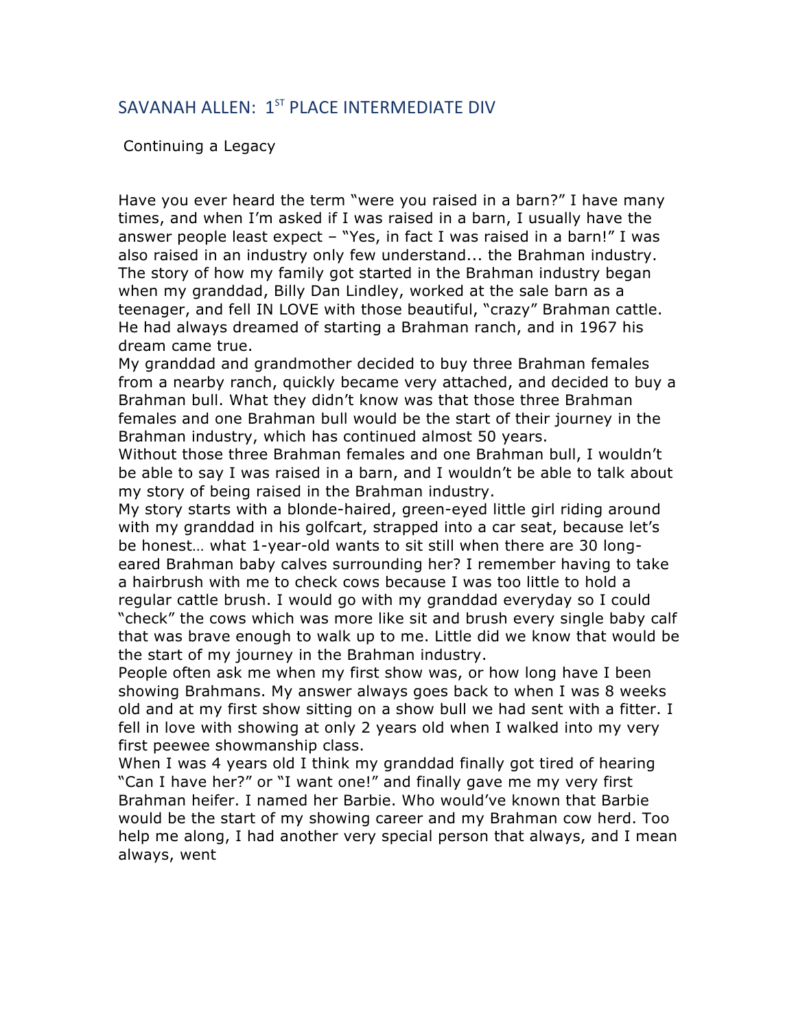## SAVANAH ALLEN: 1ST PLACE INTERMEDIATE DIV

Continuing a Legacy

Have you ever heard the term "were you raised in a barn?" I have many times, and when I'm asked if I was raised in a barn, I usually have the answer people least expect – "Yes, in fact I was raised in a barn!" I was also raised in an industry only few understand... the Brahman industry. The story of how my family got started in the Brahman industry began when my granddad, Billy Dan Lindley, worked at the sale barn as a teenager, and fell IN LOVE with those beautiful, "crazy" Brahman cattle. He had always dreamed of starting a Brahman ranch, and in 1967 his dream came true.

My granddad and grandmother decided to buy three Brahman females from a nearby ranch, quickly became very attached, and decided to buy a Brahman bull. What they didn't know was that those three Brahman females and one Brahman bull would be the start of their journey in the Brahman industry, which has continued almost 50 years.

Without those three Brahman females and one Brahman bull, I wouldn't be able to say I was raised in a barn, and I wouldn't be able to talk about my story of being raised in the Brahman industry.

My story starts with a blonde-haired, green-eyed little girl riding around with my granddad in his golfcart, strapped into a car seat, because let's be honest… what 1-year-old wants to sit still when there are 30 long-eared Brahman baby calves surrounding her? I remember having to take a hairbrush with me to check cows because I was too little to hold a regular cattle brush. I would go with my granddad everyday so I could "check" the cows which was more like sit and brush every single baby calf that was brave enough to walk up to me. Little did we know that would be the start of my journey in the Brahman industry.

People often ask me when my first show was, or how long have I been showing Brahmans. My answer always goes back to when I was 8 weeks old and at my first show sitting on a show bull we had sent with a fitter. I fell in love with showing at only 2 years old when I walked into my very first peewee showmanship class.

When I was 4 years old I think my granddad finally got tired of hearing "Can I have her?" or "I want one!" and finally gave me my very first Brahman heifer. I named her Barbie. Who would've known that Barbie would be the start of my showing career and my Brahman cow herd. Too help me along, I had another very special person that always, and I mean always, went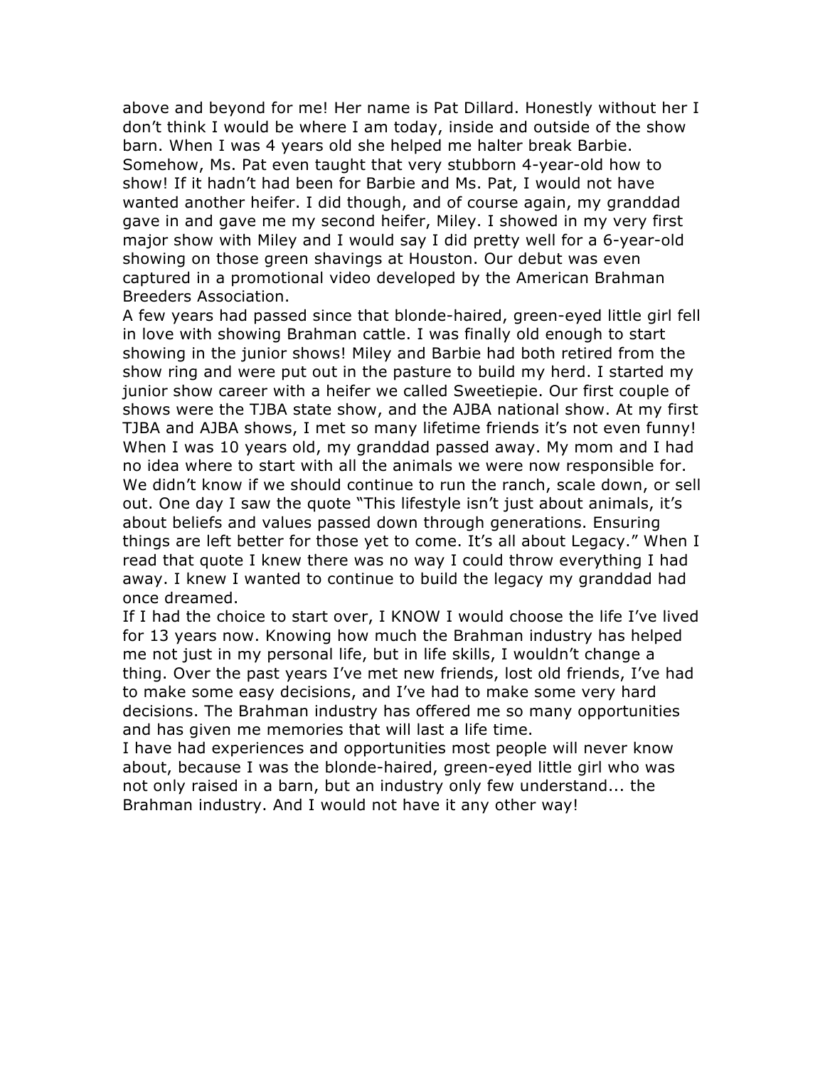above and beyond for me! Her name is Pat Dillard. Honestly without her I don't think I would be where I am today, inside and outside of the show barn. When I was 4 years old she helped me halter break Barbie. Somehow, Ms. Pat even taught that very stubborn 4-year-old how to show! If it hadn't had been for Barbie and Ms. Pat, I would not have wanted another heifer. I did though, and of course again, my granddad gave in and gave me my second heifer, Miley. I showed in my very first major show with Miley and I would say I did pretty well for a 6-year-old showing on those green shavings at Houston. Our debut was even captured in a promotional video developed by the American Brahman Breeders Association.

A few years had passed since that blonde-haired, green-eyed little girl fell in love with showing Brahman cattle. I was finally old enough to start showing in the junior shows! Miley and Barbie had both retired from the show ring and were put out in the pasture to build my herd. I started my junior show career with a heifer we called Sweetiepie. Our first couple of shows were the TJBA state show, and the AJBA national show. At my first TJBA and AJBA shows, I met so many lifetime friends it's not even funny! When I was 10 years old, my granddad passed away. My mom and I had no idea where to start with all the animals we were now responsible for. We didn't know if we should continue to run the ranch, scale down, or sell out. One day I saw the quote "This lifestyle isn't just about animals, it's about beliefs and values passed down through generations. Ensuring things are left better for those yet to come. It's all about Legacy." When I read that quote I knew there was no way I could throw everything I had away. I knew I wanted to continue to build the legacy my granddad had once dreamed.

If I had the choice to start over, I KNOW I would choose the life I've lived for 13 years now. Knowing how much the Brahman industry has helped me not just in my personal life, but in life skills, I wouldn't change a thing. Over the past years I've met new friends, lost old friends, I've had to make some easy decisions, and I've had to make some very hard decisions. The Brahman industry has offered me so many opportunities and has given me memories that will last a life time.

I have had experiences and opportunities most people will never know about, because I was the blonde-haired, green-eyed little girl who was not only raised in a barn, but an industry only few understand... the Brahman industry. And I would not have it any other way!